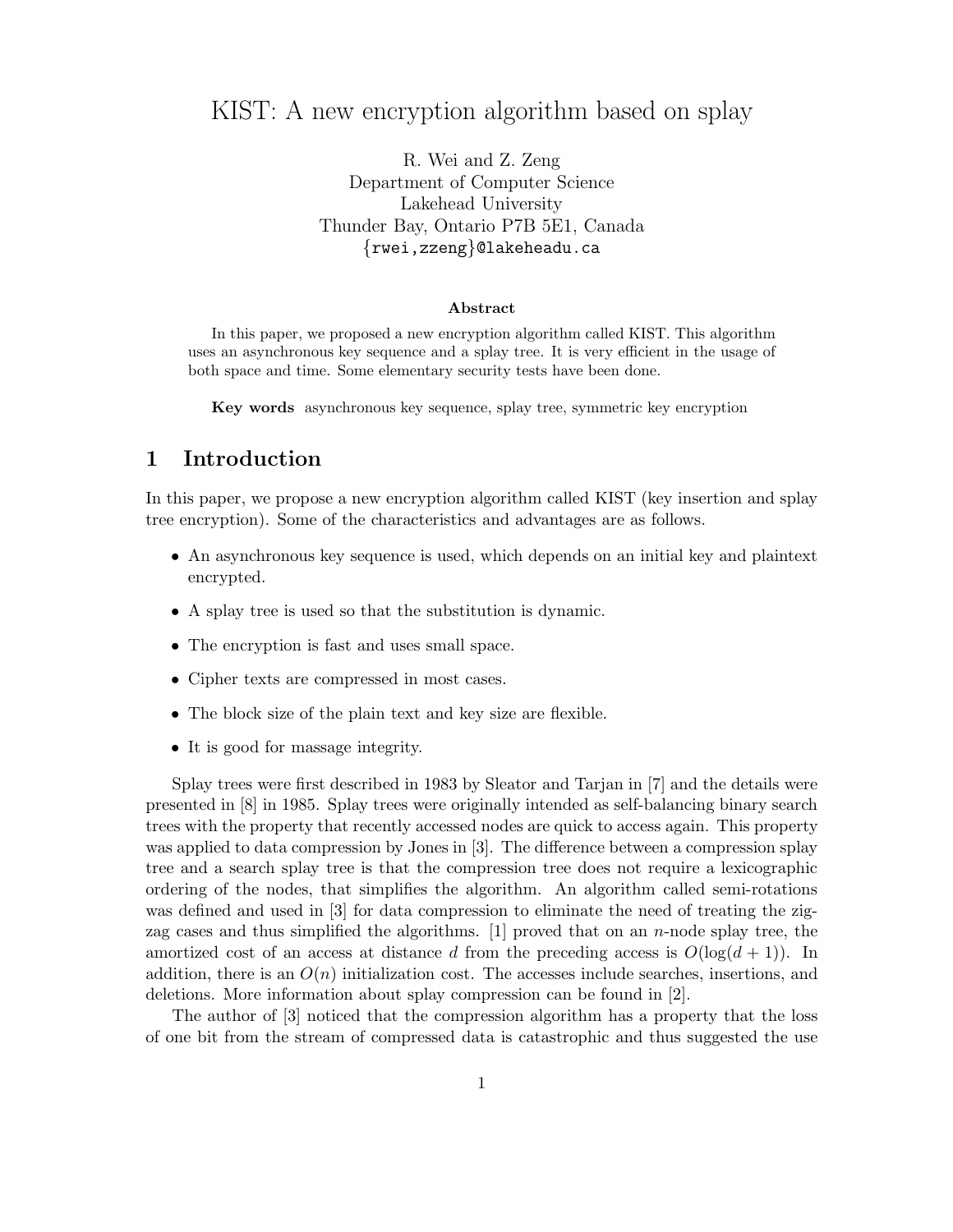# KIST: A new encryption algorithm based on splay

R. Wei and Z. Zeng
Department of Computer Science
Lakehead University
Thunder Bay, Ontario P7B 5E1, Canada
{rwei,zzeng}@lakeheadu.ca

### Abstract

In this paper, we proposed a new encryption algorithm called KIST. This algorithm uses an asynchronous key sequence and a splay tree. It is very efficient in the usage of both space and time. Some elementary security tests have been done.

**Key words** asynchronous key sequence, splay tree, symmetric key encryption

## 1 Introduction

In this paper, we propose a new encryption algorithm called KIST (key insertion and splay tree encryption). Some of the characteristics and advantages are as follows.

- An asynchronous key sequence is used, which depends on an initial key and plaintext encrypted.
- A splay tree is used so that the substitution is dynamic.
- The encryption is fast and uses small space.
- Cipher texts are compressed in most cases.
- The block size of the plain text and key size are flexible.
- It is good for massage integrity.

Splay trees were first described in 1983 by Sleator and Tarjan in [7] and the details were presented in [8] in 1985. Splay trees were originally intended as self-balancing binary search trees with the property that recently accessed nodes are quick to access again. This property was applied to data compression by Jones in [3]. The difference between a compression splay tree and a search splay tree is that the compression tree does not require a lexicographic ordering of the nodes, that simplifies the algorithm. An algorithm called semi-rotations was defined and used in [3] for data compression to eliminate the need of treating the zig-zag cases and thus simplified the algorithms. [1] proved that on an $n$-node splay tree, the amortized cost of an access at distance $d$ from the preceding access is $O(\log(d + 1))$. In addition, there is an $O(n)$ initialization cost. The accesses include searches, insertions, and deletions. More information about splay compression can be found in [2].

The author of [3] noticed that the compression algorithm has a property that the loss of one bit from the stream of compressed data is catastrophic and thus suggested the use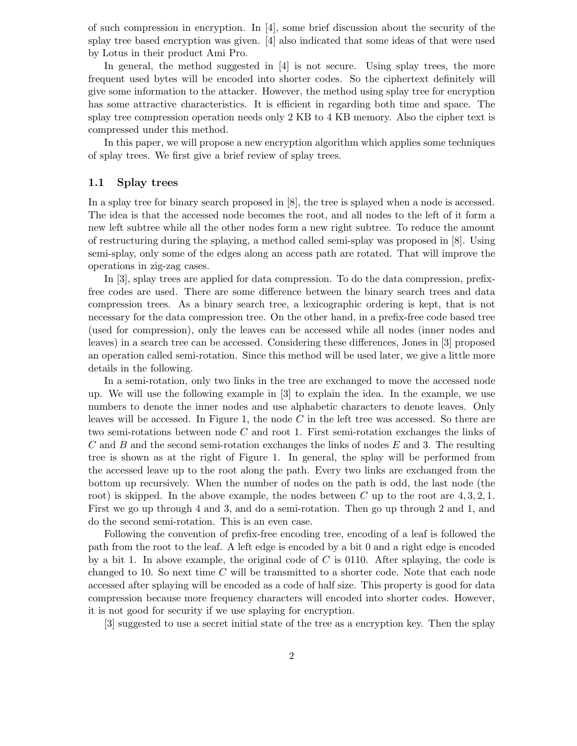of such compression in encryption. In [4], some brief discussion about the security of the splay tree based encryption was given. [4] also indicated that some ideas of that were used by Lotus in their product Ami Pro.

In general, the method suggested in [4] is not secure. Using splay trees, the more frequent used bytes will be encoded into shorter codes. So the ciphertext definitely will give some information to the attacker. However, the method using splay tree for encryption has some attractive characteristics. It is efficient in regarding both time and space. The splay tree compression operation needs only 2 KB to 4 KB memory. Also the cipher text is compressed under this method.

In this paper, we will propose a new encryption algorithm which applies some techniques of splay trees. We first give a brief review of splay trees.

### 1.1 Splay trees

In a splay tree for binary search proposed in [8], the tree is splayed when a node is accessed. The idea is that the accessed node becomes the root, and all nodes to the left of it form a new left subtree while all the other nodes form a new right subtree. To reduce the amount of restructuring during the splaying, a method called semi-splay was proposed in [8]. Using semi-splay, only some of the edges along an access path are rotated. That will improve the operations in zig-zag cases.

In [3], splay trees are applied for data compression. To do the data compression, prefix-free codes are used. There are some difference between the binary search trees and data compression trees. As a binary search tree, a lexicographic ordering is kept, that is not necessary for the data compression tree. On the other hand, in a prefix-free code based tree (used for compression), only the leaves can be accessed while all nodes (inner nodes and leaves) in a search tree can be accessed. Considering these differences, Jones in [3] proposed an operation called semi-rotation. Since this method will be used later, we give a little more details in the following.

In a semi-rotation, only two links in the tree are exchanged to move the accessed node up. We will use the following example in [3] to explain the idea. In the example, we use numbers to denote the inner nodes and use alphabetic characters to denote leaves. Only leaves will be accessed. In Figure 1, the node $C$ in the left tree was accessed. So there are two semi-rotations between node $C$ and root 1. First semi-rotation exchanges the links of $C$ and $B$ and the second semi-rotation exchanges the links of nodes $E$ and 3. The resulting tree is shown as at the right of Figure 1. In general, the splay will be performed from the accessed leave up to the root along the path. Every two links are exchanged from the bottom up recursively. When the number of nodes on the path is odd, the last node (the root) is skipped. In the above example, the nodes between $C$ up to the root are $4, 3, 2, 1$. First we go up through 4 and 3, and do a semi-rotation. Then go up through 2 and 1, and do the second semi-rotation. This is an even case.

Following the convention of prefix-free encoding tree, encoding of a leaf is followed the path from the root to the leaf. A left edge is encoded by a bit 0 and a right edge is encoded by a bit 1. In above example, the original code of $C$ is 0110. After splaying, the code is changed to 10. So next time $C$ will be transmitted to a shorter code. Note that each node accessed after splaying will be encoded as a code of half size. This property is good for data compression because more frequency characters will encoded into shorter codes. However, it is not good for security if we use splaying for encryption.

[3] suggested to use a secret initial state of the tree as a encryption key. Then the splay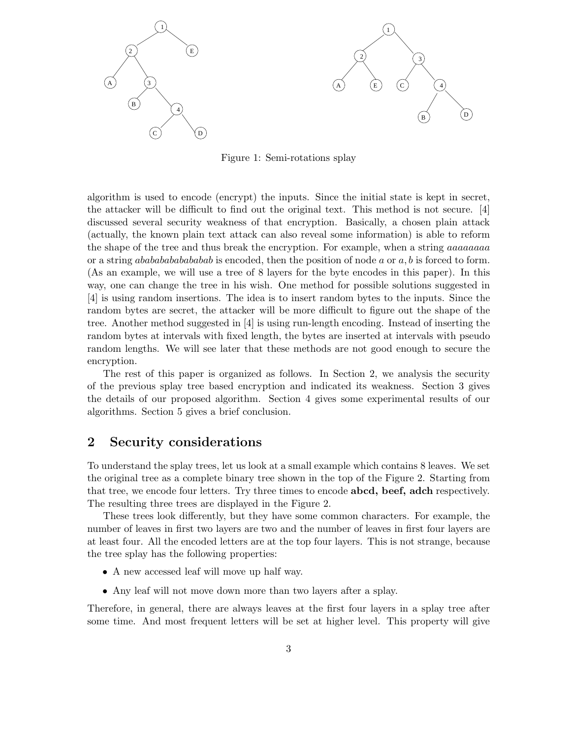Figure 1: Semi-rotations splay

algorithm is used to encode (encrypt) the inputs. Since the initial state is kept in secret, the attacker will be difficult to find out the original text. This method is not secure. [4] discussed several security weakness of that encryption. Basically, a chosen plain attack (actually, the known plain text attack can also reveal some information) is able to reform the shape of the tree and thus break the encryption. For example, when a string *aaaaaaaa* or a string *abababababababab* is encoded, then the position of node $a$ or $a, b$ is forced to form. (As an example, we will use a tree of 8 layers for the byte encodes in this paper). In this way, one can change the tree in his wish. One method for possible solutions suggested in [4] is using random insertions. The idea is to insert random bytes to the inputs. Since the random bytes are secret, the attacker will be more difficult to figure out the shape of the tree. Another method suggested in [4] is using run-length encoding. Instead of inserting the random bytes at intervals with fixed length, the bytes are inserted at intervals with pseudo random lengths. We will see later that these methods are not good enough to secure the encryption.

The rest of this paper is organized as follows. In Section 2, we analysis the security of the previous splay tree based encryption and indicated its weakness. Section 3 gives the details of our proposed algorithm. Section 4 gives some experimental results of our algorithms. Section 5 gives a brief conclusion.

## 2 Security considerations

To understand the splay trees, let us look at a small example which contains 8 leaves. We set the original tree as a complete binary tree shown in the top of the Figure 2. Starting from that tree, we encode four letters. Try three times to encode **abcd, beef, adch** respectively. The resulting three trees are displayed in the Figure 2.

These trees look differently, but they have some common characters. For example, the number of leaves in first two layers are two and the number of leaves in first four layers are at least four. All the encoded letters are at the top four layers. This is not strange, because the tree splay has the following properties:

- A new accessed leaf will move up half way.
- Any leaf will not move down more than two layers after a splay.

Therefore, in general, there are always leaves at the first four layers in a splay tree after some time. And most frequent letters will be set at higher level. This property will give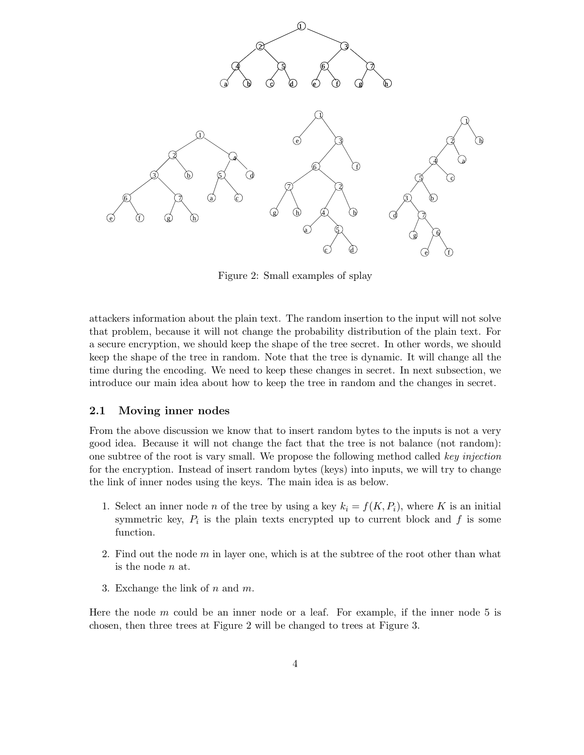Figure 2: Small examples of splay

attackers information about the plain text. The random insertion to the input will not solve that problem, because it will not change the probability distribution of the plain text. For a secure encryption, we should keep the shape of the tree secret. In other words, we should keep the shape of the tree in random. Note that the tree is dynamic. It will change all the time during the encoding. We need to keep these changes in secret. In next subsection, we introduce our main idea about how to keep the tree in random and the changes in secret.

## 2.1 Moving inner nodes

From the above discussion we know that to insert random bytes to the inputs is not a very good idea. Because it will not change the fact that the tree is not balance (not random): one subtree of the root is vary small. We propose the following method called *key injection* for the encryption. Instead of insert random bytes (keys) into inputs, we will try to change the link of inner nodes using the keys. The main idea is as below.

1. Select an inner node $n$ of the tree by using a key $k_i = f(K, P_i)$, where $K$ is an initial symmetric key, $P_i$ is the plain texts encrypted up to current block and $f$ is some function.
2. Find out the node $m$ in layer one, which is at the subtree of the root other than what is the node $n$ at.
3. Exchange the link of $n$ and $m$.

Here the node $m$ could be an inner node or a leaf. For example, if the inner node 5 is chosen, then three trees at Figure 2 will be changed to trees at Figure 3.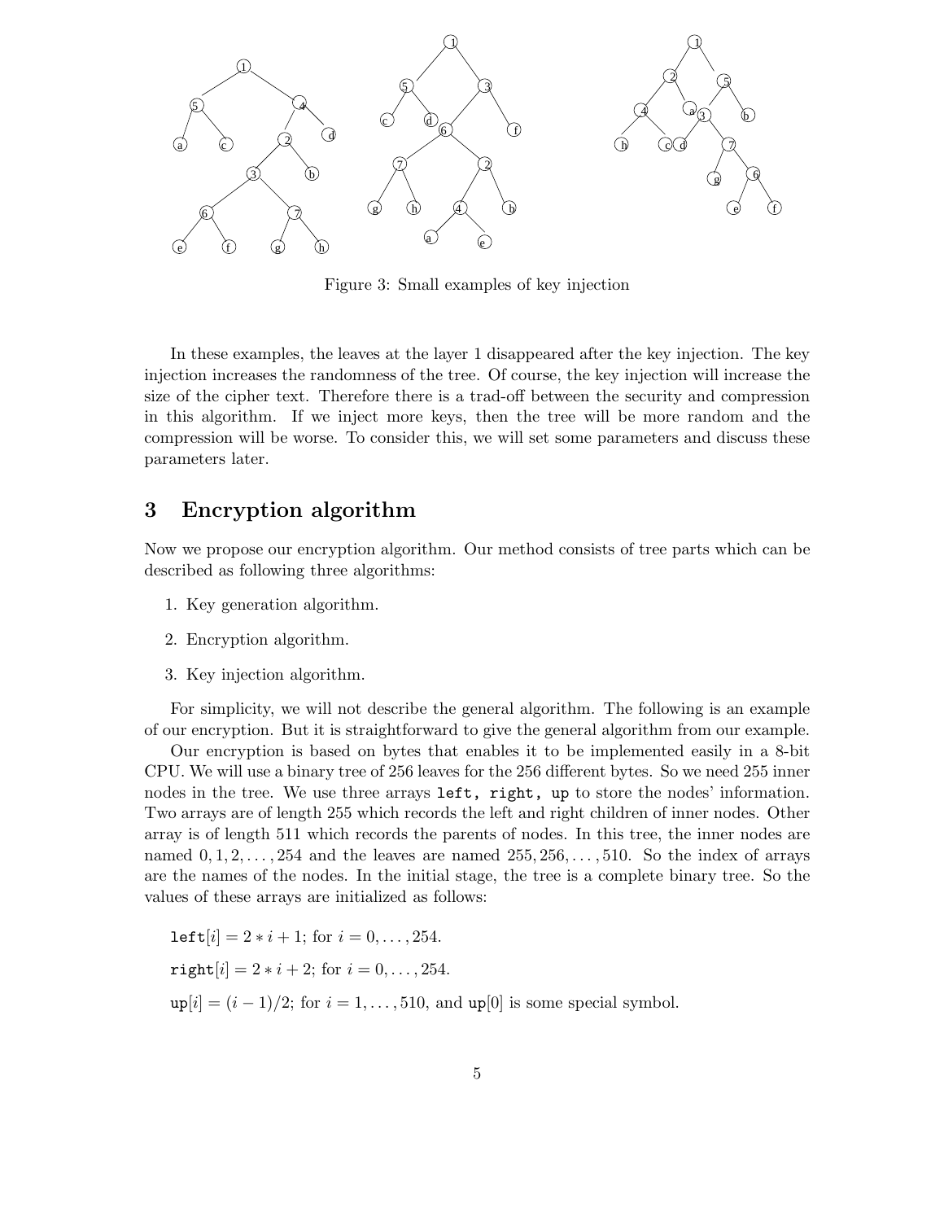Figure 3: Small examples of key injection

In these examples, the leaves at the layer 1 disappeared after the key injection. The key injection increases the randomness of the tree. Of course, the key injection will increase the size of the cipher text. Therefore there is a trad-off between the security and compression in this algorithm. If we inject more keys, then the tree will be more random and the compression will be worse. To consider this, we will set some parameters and discuss these parameters later.

## 3 Encryption algorithm

Now we propose our encryption algorithm. Our method consists of tree parts which can be described as following three algorithms:

1. Key generation algorithm.
2. Encryption algorithm.
3. Key injection algorithm.

For simplicity, we will not describe the general algorithm. The following is an example of our encryption. But it is straightforward to give the general algorithm from our example.

Our encryption is based on bytes that enables it to be implemented easily in a 8-bit CPU. We will use a binary tree of 256 leaves for the 256 different bytes. So we need 255 inner nodes in the tree. We use three arrays `left, right, up` to store the nodes' information. Two arrays are of length 255 which records the left and right children of inner nodes. Other array is of length 511 which records the parents of nodes. In this tree, the inner nodes are named $0, 1, 2, \ldots, 254$ and the leaves are named $255, 256, \ldots, 510$. So the index of arrays are the names of the nodes. In the initial stage, the tree is a complete binary tree. So the values of these arrays are initialized as follows:

`left`$[i] = 2 * i + 1$; for $i = 0, \ldots, 254$.

`right`$[i] = 2 * i + 2$; for $i = 0, \ldots, 254$.

`up`$[i] = (i - 1)/2$; for $i = 1, \ldots, 510$, and `up`$[0]$ is some special symbol.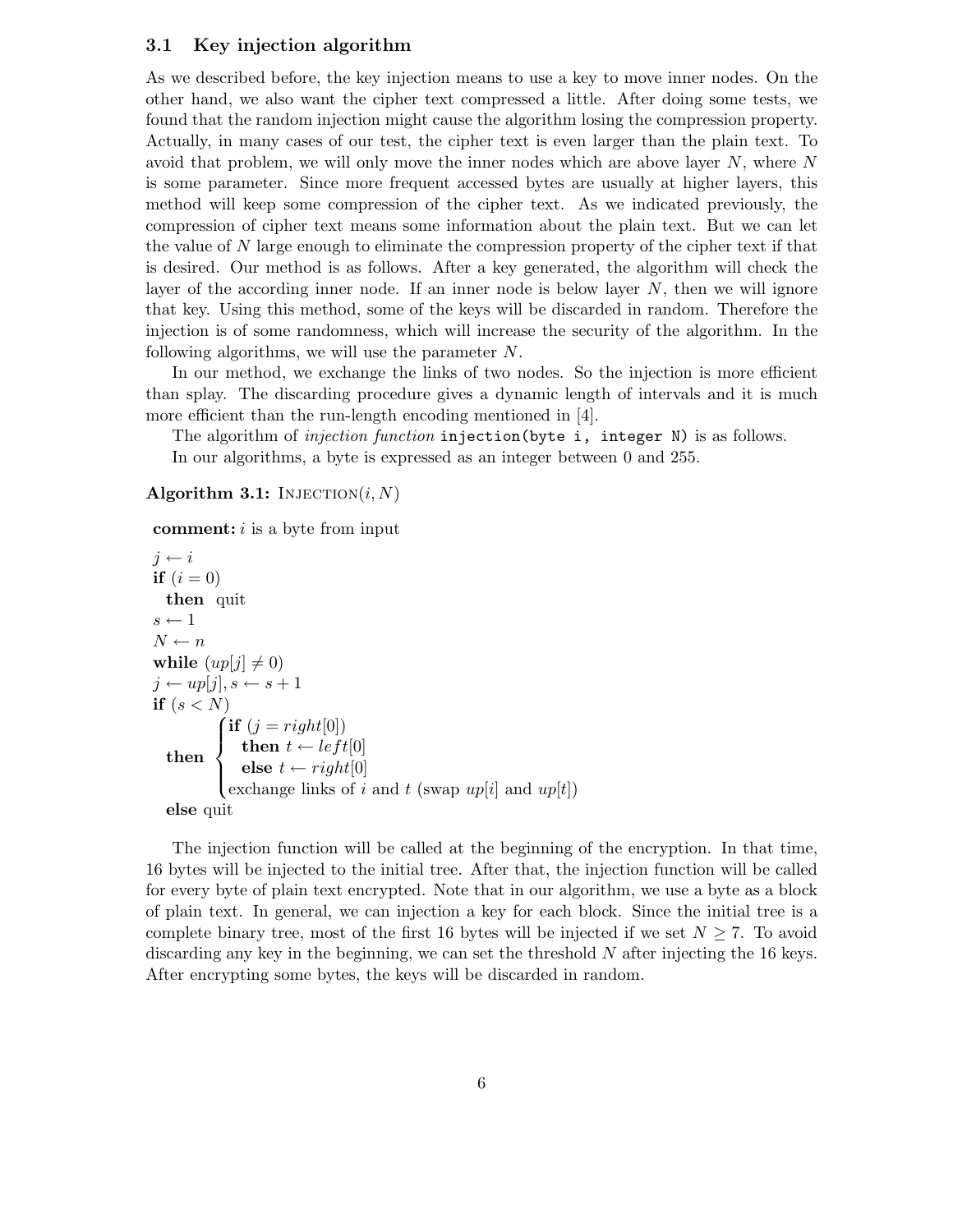### 3.1 Key injection algorithm

As we described before, the key injection means to use a key to move inner nodes. On the other hand, we also want the cipher text compressed a little. After doing some tests, we found that the random injection might cause the algorithm losing the compression property. Actually, in many cases of our test, the cipher text is even larger than the plain text. To avoid that problem, we will only move the inner nodes which are above layer $N$, where $N$ is some parameter. Since more frequent accessed bytes are usually at higher layers, this method will keep some compression of the cipher text. As we indicated previously, the compression of cipher text means some information about the plain text. But we can let the value of $N$ large enough to eliminate the compression property of the cipher text if that is desired. Our method is as follows. After a key generated, the algorithm will check the layer of the according inner node. If an inner node is below layer $N$, then we will ignore that key. Using this method, some of the keys will be discarded in random. Therefore the injection is of some randomness, which will increase the security of the algorithm. In the following algorithms, we will use the parameter $N$.

In our method, we exchange the links of two nodes. So the injection is more efficient than splay. The discarding procedure gives a dynamic length of intervals and it is much more efficient than the run-length encoding mentioned in [4].

The algorithm of *injection function* `injection(byte i, integer N)` is as follows.

In our algorithms, a byte is expressed as an integer between 0 and 255.

**Algorithm 3.1:** INJECTION$(i, N)$

```
comment: i is a byte from input
j ← i
if (i = 0)
  then quit
s ← 1
N ← n
while (up[j] ≠ 0)
j ← up[j], s ← s + 1
if (s < N)
  then { if (j = right[0])
           then t ← left[0]
           else t ← right[0]
         exchange links of i and t (swap up[i] and up[t]) }
  else quit
```

The injection function will be called at the beginning of the encryption. In that time, 16 bytes will be injected to the initial tree. After that, the injection function will be called for every byte of plain text encrypted. Note that in our algorithm, we use a byte as a block of plain text. In general, we can injection a key for each block. Since the initial tree is a complete binary tree, most of the first 16 bytes will be injected if we set $N \geq 7$. To avoid discarding any key in the beginning, we can set the threshold $N$ after injecting the 16 keys. After encrypting some bytes, the keys will be discarded in random.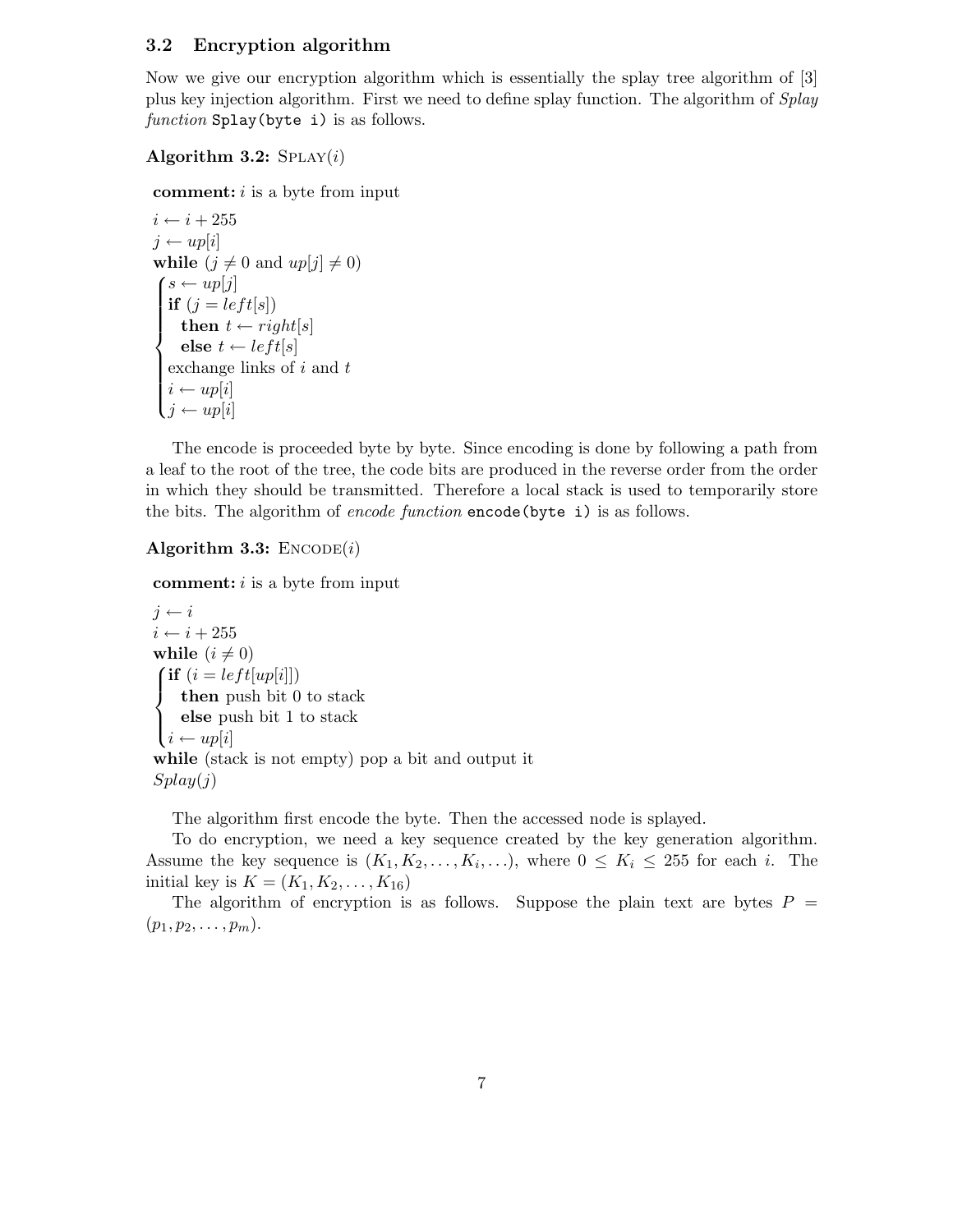### 3.2 Encryption algorithm

Now we give our encryption algorithm which is essentially the splay tree algorithm of [3] plus key injection algorithm. First we need to define splay function. The algorithm of *Splay function* `Splay(byte i)` is as follows.

**Algorithm 3.2:** SPLAY($i$)

**comment:** $i$ is a byte from input

$i \leftarrow i + 255$
$j \leftarrow up[i]$
**while** ($j \neq 0$ and $up[j] \neq 0$)
$\begin{cases} s \leftarrow up[j] \\ \textbf{if } (j = left[s]) \\ \quad \textbf{then } t \leftarrow right[s] \\ \quad \textbf{else } t \leftarrow left[s] \\ \text{exchange links of } i \text{ and } t \\ i \leftarrow up[i] \\ j \leftarrow up[i] \end{cases}$

The encode is proceeded byte by byte. Since encoding is done by following a path from a leaf to the root of the tree, the code bits are produced in the reverse order from the order in which they should be transmitted. Therefore a local stack is used to temporarily store the bits. The algorithm of *encode function* `encode(byte i)` is as follows.

**Algorithm 3.3:** ENCODE($i$)

**comment:** $i$ is a byte from input

$j \leftarrow i$
$i \leftarrow i + 255$
**while** ($i \neq 0$)
$\begin{cases} \textbf{if } (i = left[up[i]]) \\ \quad \textbf{then } \text{push bit 0 to stack} \\ \quad \textbf{else } \text{push bit 1 to stack} \\ i \leftarrow up[i] \end{cases}$
**while** (stack is not empty) pop a bit and output it
*Splay*($j$)

The algorithm first encode the byte. Then the accessed node is splayed.

To do encryption, we need a key sequence created by the key generation algorithm. Assume the key sequence is $(K_1, K_2, \ldots, K_i, \ldots)$, where $0 \leq K_i \leq 255$ for each $i$. The initial key is $K = (K_1, K_2, \ldots, K_{16})$

The algorithm of encryption is as follows. Suppose the plain text are bytes $P = (p_1, p_2, \ldots, p_m)$.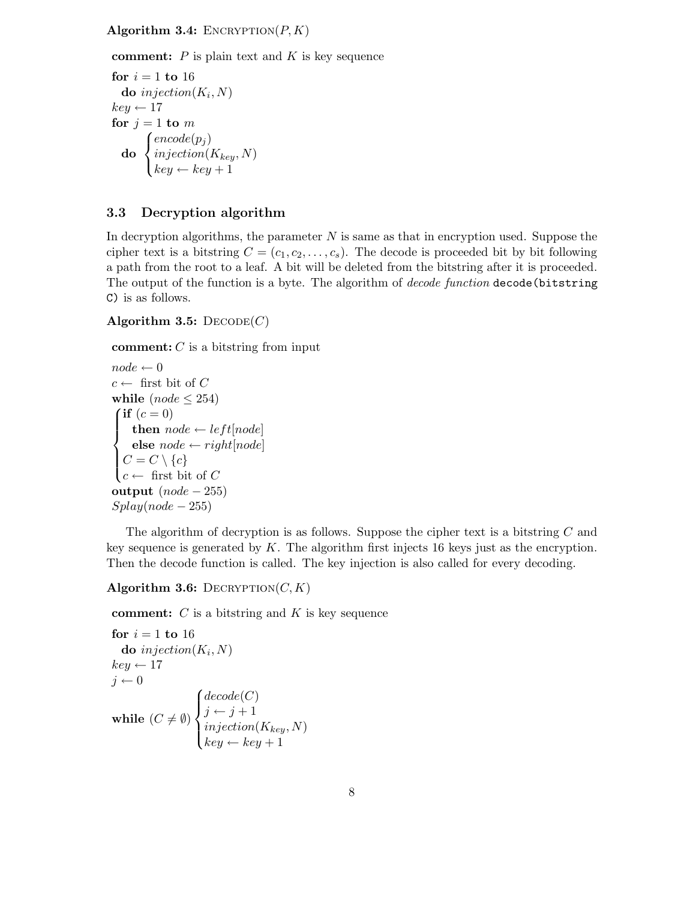**Algorithm 3.4:** ENCRYPTION($P, K$)

**comment:** $P$ is plain text and $K$ is key sequence

```
for i = 1 to 16
  do injection(K_i, N)
key ← 17
for j = 1 to m
      ⎧ encode(p_j)
  do  ⎨ injection(K_key, N)
      ⎩ key ← key + 1
```

## 3.3 Decryption algorithm

In decryption algorithms, the parameter $N$ is same as that in encryption used. Suppose the cipher text is a bitstring $C = (c_1, c_2, \ldots, c_s)$. The decode is proceeded bit by bit following a path from the root to a leaf. A bit will be deleted from the bitstring after it is proceeded. The output of the function is a byte. The algorithm of *decode function* `decode(bitstring C)` is as follows.

**Algorithm 3.5:** DECODE($C$)

**comment:** $C$ is a bitstring from input

```
node ← 0
c ← first bit of C
while (node ≤ 254)
  ⎧ if (c = 0)
  ⎪   then node ← left[node]
  ⎨   else node ← right[node]
  ⎪ C = C \ {c}
  ⎩ c ← first bit of C
output (node − 255)
Splay(node − 255)
```

The algorithm of decryption is as follows. Suppose the cipher text is a bitstring $C$ and key sequence is generated by $K$. The algorithm first injects 16 keys just as the encryption. Then the decode function is called. The key injection is also called for every decoding.

**Algorithm 3.6:** DECRYPTION($C, K$)

**comment:** $C$ is a bitstring and $K$ is key sequence

```
for i = 1 to 16
  do injection(K_i, N)
key ← 17
j ← 0
             ⎧ decode(C)
while (C ≠ ∅) ⎨ j ← j + 1
             ⎪ injection(K_key, N)
             ⎩ key ← key + 1
```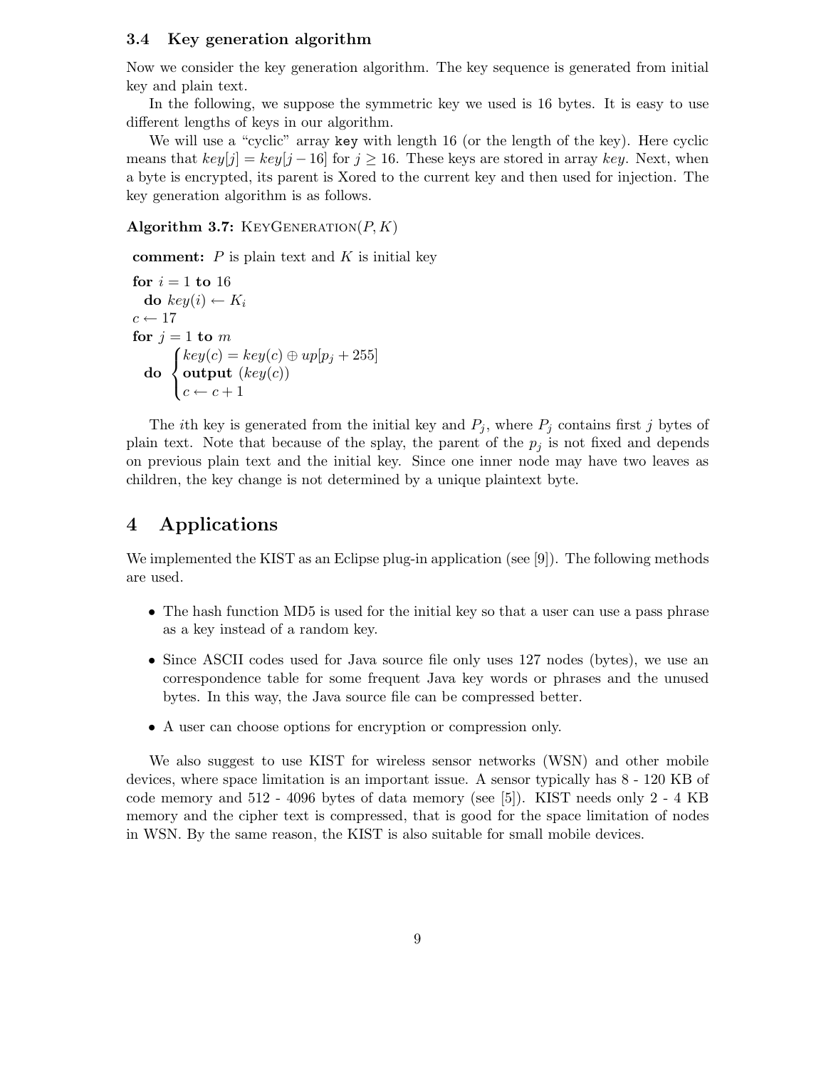### 3.4 Key generation algorithm

Now we consider the key generation algorithm. The key sequence is generated from initial key and plain text.

In the following, we suppose the symmetric key we used is 16 bytes. It is easy to use different lengths of keys in our algorithm.

We will use a "cyclic" array `key` with length 16 (or the length of the key). Here cyclic means that $key[j] = key[j-16]$ for $j \geq 16$. These keys are stored in array *key*. Next, when a byte is encrypted, its parent is Xored to the current key and then used for injection. The key generation algorithm is as follows.

**Algorithm 3.7:** KeyGeneration$(P, K)$

**comment:** $P$ is plain text and $K$ is initial key

**for** $i = 1$ **to** $16$
  **do** $key(i) \leftarrow K_i$
$c \leftarrow 17$
**for** $j = 1$ **to** $m$
  **do** $\begin{cases} key(c) = key(c) \oplus up[p_j + 255] \\ \textbf{output } (key(c)) \\ c \leftarrow c + 1 \end{cases}$

The $i$th key is generated from the initial key and $P_j$, where $P_j$ contains first $j$ bytes of plain text. Note that because of the splay, the parent of the $p_j$ is not fixed and depends on previous plain text and the initial key. Since one inner node may have two leaves as children, the key change is not determined by a unique plaintext byte.

## 4 Applications

We implemented the KIST as an Eclipse plug-in application (see [9]). The following methods are used.

- The hash function MD5 is used for the initial key so that a user can use a pass phrase as a key instead of a random key.
- Since ASCII codes used for Java source file only uses 127 nodes (bytes), we use an correspondence table for some frequent Java key words or phrases and the unused bytes. In this way, the Java source file can be compressed better.
- A user can choose options for encryption or compression only.

We also suggest to use KIST for wireless sensor networks (WSN) and other mobile devices, where space limitation is an important issue. A sensor typically has 8 - 120 KB of code memory and 512 - 4096 bytes of data memory (see [5]). KIST needs only 2 - 4 KB memory and the cipher text is compressed, that is good for the space limitation of nodes in WSN. By the same reason, the KIST is also suitable for small mobile devices.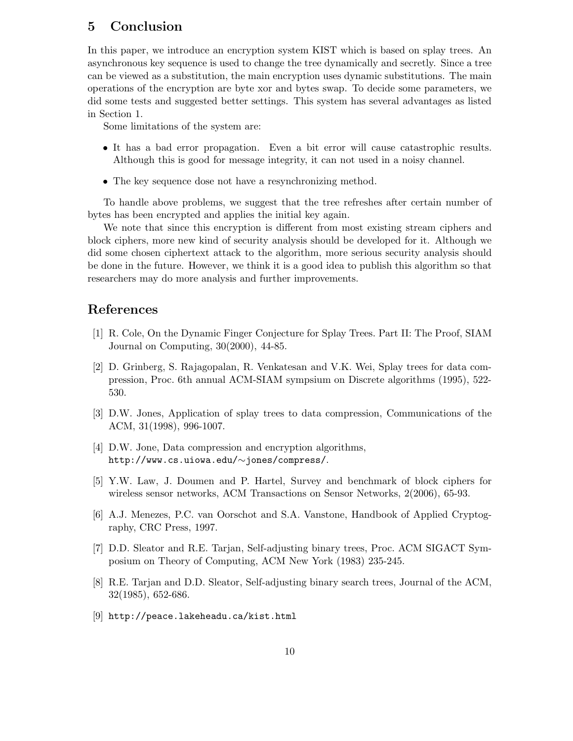## 5 Conclusion

In this paper, we introduce an encryption system KIST which is based on splay trees. An asynchronous key sequence is used to change the tree dynamically and secretly. Since a tree can be viewed as a substitution, the main encryption uses dynamic substitutions. The main operations of the encryption are byte xor and bytes swap. To decide some parameters, we did some tests and suggested better settings. This system has several advantages as listed in Section 1.

Some limitations of the system are:

- It has a bad error propagation. Even a bit error will cause catastrophic results. Although this is good for message integrity, it can not used in a noisy channel.
- The key sequence dose not have a resynchronizing method.

To handle above problems, we suggest that the tree refreshes after certain number of bytes has been encrypted and applies the initial key again.

We note that since this encryption is different from most existing stream ciphers and block ciphers, more new kind of security analysis should be developed for it. Although we did some chosen ciphertext attack to the algorithm, more serious security analysis should be done in the future. However, we think it is a good idea to publish this algorithm so that researchers may do more analysis and further improvements.

## References

[1] R. Cole, On the Dynamic Finger Conjecture for Splay Trees. Part II: The Proof, SIAM Journal on Computing, 30(2000), 44-85.

[2] D. Grinberg, S. Rajagopalan, R. Venkatesan and V.K. Wei, Splay trees for data compression, Proc. 6th annual ACM-SIAM sympsium on Discrete algorithms (1995), 522-530.

[3] D.W. Jones, Application of splay trees to data compression, Communications of the ACM, 31(1998), 996-1007.

[4] D.W. Jone, Data compression and encryption algorithms, http://www.cs.uiowa.edu/∼jones/compress/.

[5] Y.W. Law, J. Doumen and P. Hartel, Survey and benchmark of block ciphers for wireless sensor networks, ACM Transactions on Sensor Networks, 2(2006), 65-93.

[6] A.J. Menezes, P.C. van Oorschot and S.A. Vanstone, Handbook of Applied Cryptography, CRC Press, 1997.

[7] D.D. Sleator and R.E. Tarjan, Self-adjusting binary trees, Proc. ACM SIGACT Symposium on Theory of Computing, ACM New York (1983) 235-245.

[8] R.E. Tarjan and D.D. Sleator, Self-adjusting binary search trees, Journal of the ACM, 32(1985), 652-686.

[9] http://peace.lakeheadu.ca/kist.html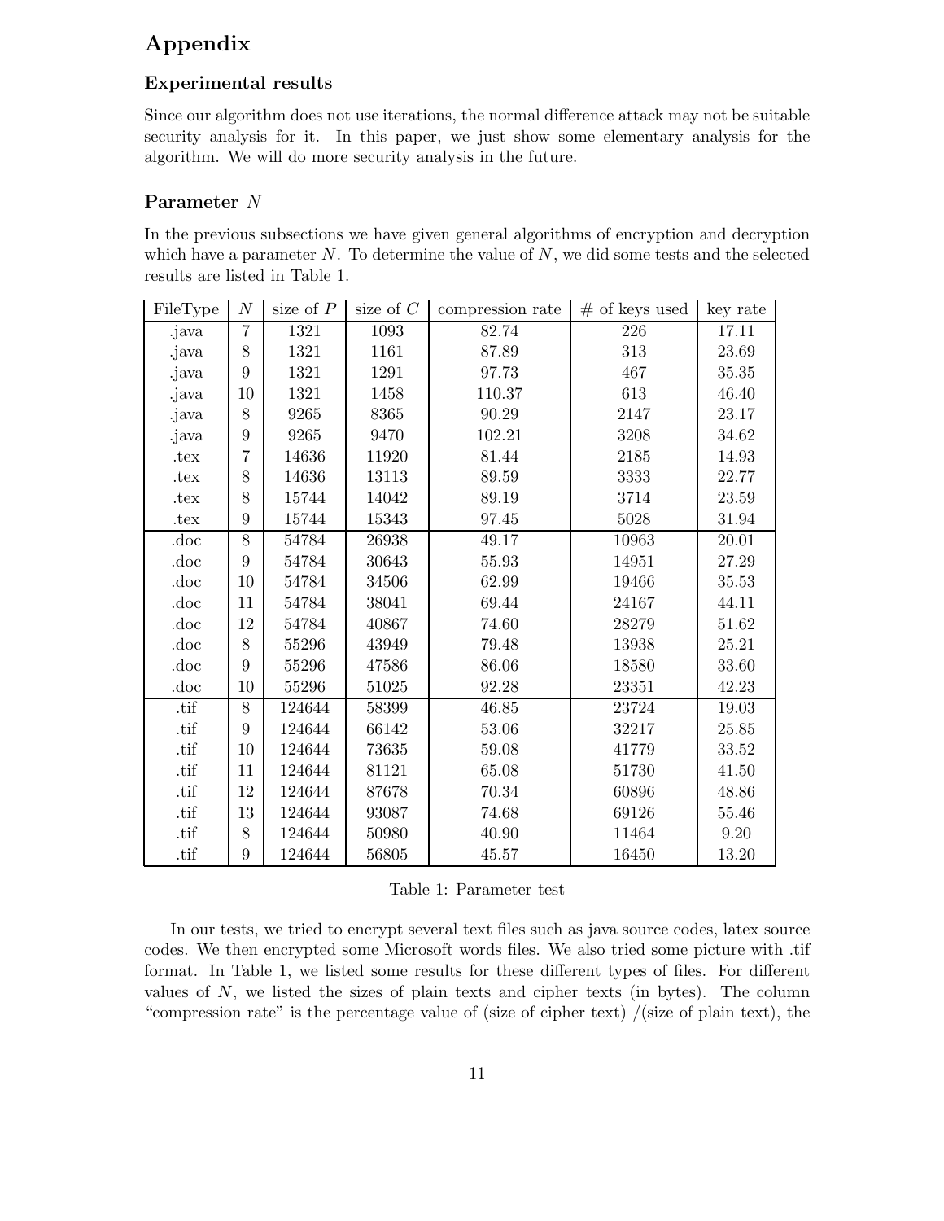# Appendix

## Experimental results

Since our algorithm does not use iterations, the normal difference attack may not be suitable security analysis for it. In this paper, we just show some elementary analysis for the algorithm. We will do more security analysis in the future.

## Parameter $N$

In the previous subsections we have given general algorithms of encryption and decryption which have a parameter $N$. To determine the value of $N$, we did some tests and the selected results are listed in Table 1.

| FileType | $N$ | size of $P$ | size of $C$ | compression rate | # of keys used | key rate |
|---|---|---|---|---|---|---|
| .java | 7 | 1321 | 1093 | 82.74 | 226 | 17.11 |
| .java | 8 | 1321 | 1161 | 87.89 | 313 | 23.69 |
| .java | 9 | 1321 | 1291 | 97.73 | 467 | 35.35 |
| .java | 10 | 1321 | 1458 | 110.37 | 613 | 46.40 |
| .java | 8 | 9265 | 8365 | 90.29 | 2147 | 23.17 |
| .java | 9 | 9265 | 9470 | 102.21 | 3208 | 34.62 |
| .tex | 7 | 14636 | 11920 | 81.44 | 2185 | 14.93 |
| .tex | 8 | 14636 | 13113 | 89.59 | 3333 | 22.77 |
| .tex | 8 | 15744 | 14042 | 89.19 | 3714 | 23.59 |
| .tex | 9 | 15744 | 15343 | 97.45 | 5028 | 31.94 |
| .doc | 8 | 54784 | 26938 | 49.17 | 10963 | 20.01 |
| .doc | 9 | 54784 | 30643 | 55.93 | 14951 | 27.29 |
| .doc | 10 | 54784 | 34506 | 62.99 | 19466 | 35.53 |
| .doc | 11 | 54784 | 38041 | 69.44 | 24167 | 44.11 |
| .doc | 12 | 54784 | 40867 | 74.60 | 28279 | 51.62 |
| .doc | 8 | 55296 | 43949 | 79.48 | 13938 | 25.21 |
| .doc | 9 | 55296 | 47586 | 86.06 | 18580 | 33.60 |
| .doc | 10 | 55296 | 51025 | 92.28 | 23351 | 42.23 |
| .tif | 8 | 124644 | 58399 | 46.85 | 23724 | 19.03 |
| .tif | 9 | 124644 | 66142 | 53.06 | 32217 | 25.85 |
| .tif | 10 | 124644 | 73635 | 59.08 | 41779 | 33.52 |
| .tif | 11 | 124644 | 81121 | 65.08 | 51730 | 41.50 |
| .tif | 12 | 124644 | 87678 | 70.34 | 60896 | 48.86 |
| .tif | 13 | 124644 | 93087 | 74.68 | 69126 | 55.46 |
| .tif | 8 | 124644 | 50980 | 40.90 | 11464 | 9.20 |
| .tif | 9 | 124644 | 56805 | 45.57 | 16450 | 13.20 |

Table 1: Parameter test

In our tests, we tried to encrypt several text files such as java source codes, latex source codes. We then encrypted some Microsoft words files. We also tried some picture with .tif format. In Table 1, we listed some results for these different types of files. For different values of $N$, we listed the sizes of plain texts and cipher texts (in bytes). The column "compression rate" is the percentage value of (size of cipher text) /(size of plain text), the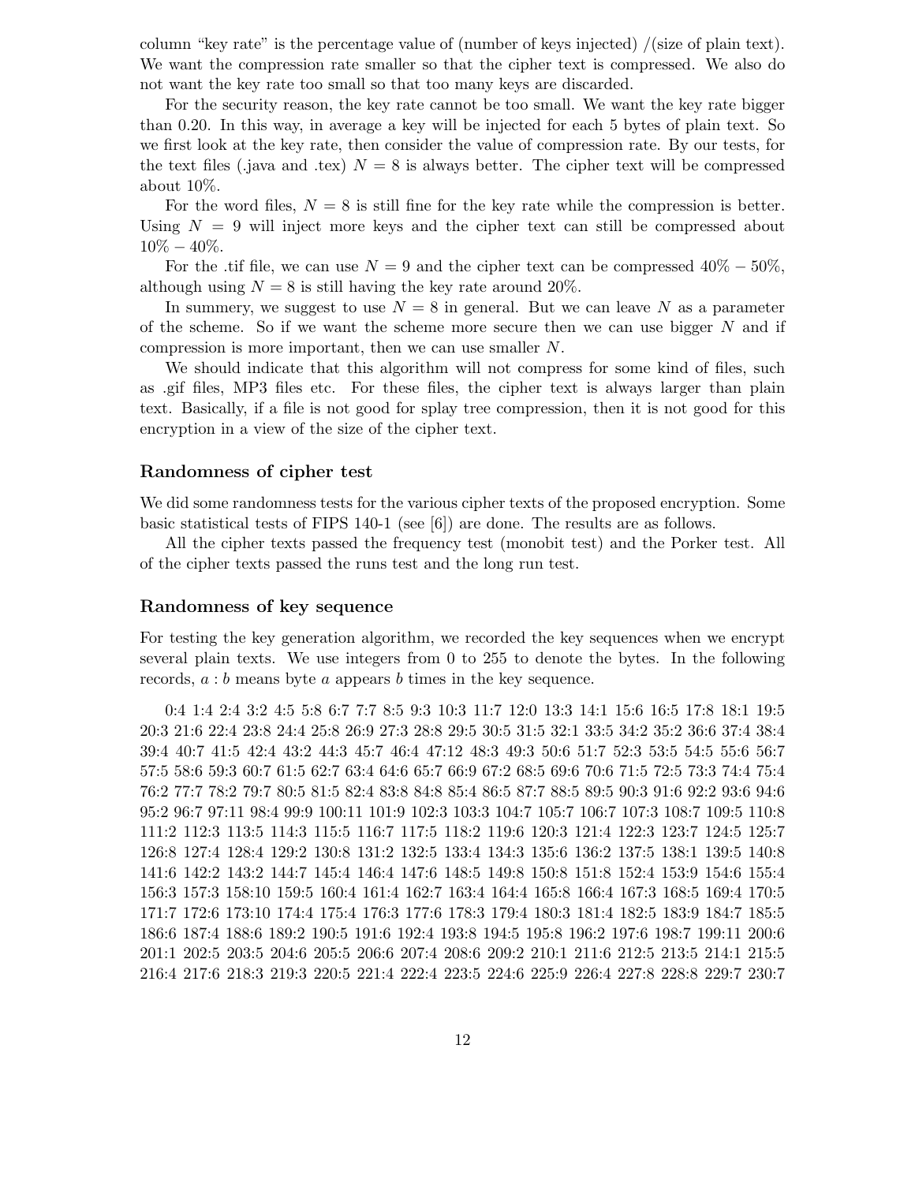column "key rate" is the percentage value of (number of keys injected) /(size of plain text). We want the compression rate smaller so that the cipher text is compressed. We also do not want the key rate too small so that too many keys are discarded.

For the security reason, the key rate cannot be too small. We want the key rate bigger than 0.20. In this way, in average a key will be injected for each 5 bytes of plain text. So we first look at the key rate, then consider the value of compression rate. By our tests, for the text files (.java and .tex) $N = 8$ is always better. The cipher text will be compressed about 10%.

For the word files, $N = 8$ is still fine for the key rate while the compression is better. Using $N = 9$ will inject more keys and the cipher text can still be compressed about $10\% - 40\%$.

For the .tif file, we can use $N = 9$ and the cipher text can be compressed $40\% - 50\%$, although using $N = 8$ is still having the key rate around 20%.

In summery, we suggest to use $N = 8$ in general. But we can leave $N$ as a parameter of the scheme. So if we want the scheme more secure then we can use bigger $N$ and if compression is more important, then we can use smaller $N$.

We should indicate that this algorithm will not compress for some kind of files, such as .gif files, MP3 files etc. For these files, the cipher text is always larger than plain text. Basically, if a file is not good for splay tree compression, then it is not good for this encryption in a view of the size of the cipher text.

### Randomness of cipher test

We did some randomness tests for the various cipher texts of the proposed encryption. Some basic statistical tests of FIPS 140-1 (see [6]) are done. The results are as follows.

All the cipher texts passed the frequency test (monobit test) and the Porker test. All of the cipher texts passed the runs test and the long run test.

### Randomness of key sequence

For testing the key generation algorithm, we recorded the key sequences when we encrypt several plain texts. We use integers from 0 to 255 to denote the bytes. In the following records, $a : b$ means byte $a$ appears $b$ times in the key sequence.

0:4 1:4 2:4 3:2 4:5 5:8 6:7 7:7 8:5 9:3 10:3 11:7 12:0 13:3 14:1 15:6 16:5 17:8 18:1 19:5 20:3 21:6 22:4 23:8 24:4 25:8 26:9 27:3 28:8 29:5 30:5 31:5 32:1 33:5 34:2 35:2 36:6 37:4 38:4 39:4 40:7 41:5 42:4 43:2 44:3 45:7 46:4 47:12 48:3 49:3 50:6 51:7 52:3 53:5 54:5 55:6 56:7 57:5 58:6 59:3 60:7 61:5 62:7 63:4 64:6 65:7 66:9 67:2 68:5 69:6 70:6 71:5 72:5 73:3 74:4 75:4 76:2 77:7 78:2 79:7 80:5 81:5 82:4 83:8 84:8 85:4 86:5 87:7 88:5 89:5 90:3 91:6 92:2 93:6 94:6 95:2 96:7 97:11 98:4 99:9 100:11 101:9 102:3 103:3 104:7 105:7 106:7 107:3 108:7 109:5 110:8 111:2 112:3 113:5 114:3 115:5 116:7 117:5 118:2 119:6 120:3 121:4 122:3 123:7 124:5 125:7 126:8 127:4 128:4 129:2 130:8 131:2 132:5 133:4 134:3 135:6 136:2 137:5 138:1 139:5 140:8 141:6 142:2 143:2 144:7 145:4 146:4 147:6 148:5 149:8 150:8 151:8 152:4 153:9 154:6 155:4 156:3 157:3 158:10 159:5 160:4 161:4 162:7 163:4 164:4 165:8 166:4 167:3 168:5 169:4 170:5 171:7 172:6 173:10 174:4 175:4 176:3 177:6 178:3 179:4 180:3 181:4 182:5 183:9 184:7 185:5 186:6 187:4 188:6 189:2 190:5 191:6 192:4 193:8 194:5 195:8 196:2 197:6 198:7 199:11 200:6 201:1 202:5 203:5 204:6 205:5 206:6 207:4 208:6 209:2 210:1 211:6 212:5 213:5 214:1 215:5 216:4 217:6 218:3 219:3 220:5 221:4 222:4 223:5 224:6 225:9 226:4 227:8 228:8 229:7 230:7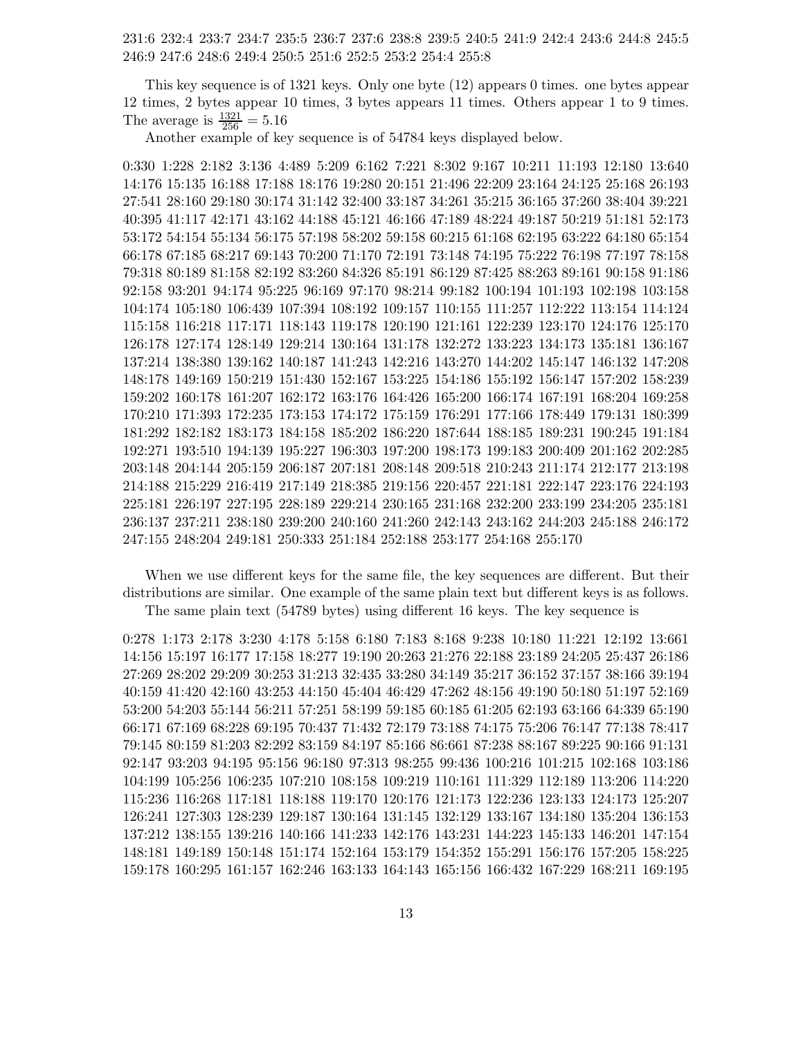231:6 232:4 233:7 234:7 235:5 236:7 237:6 238:8 239:5 240:5 241:9 242:4 243:6 244:8 245:5 246:9 247:6 248:6 249:4 250:5 251:6 252:5 253:2 254:4 255:8

This key sequence is of 1321 keys. Only one byte (12) appears 0 times. one bytes appear 12 times, 2 bytes appear 10 times, 3 bytes appears 11 times. Others appear 1 to 9 times. The average is $\frac{1321}{256} = 5.16$

Another example of key sequence is of 54784 keys displayed below.

0:330 1:228 2:182 3:136 4:489 5:209 6:162 7:221 8:302 9:167 10:211 11:193 12:180 13:640 14:176 15:135 16:188 17:188 18:176 19:280 20:151 21:496 22:209 23:164 24:125 25:168 26:193 27:541 28:160 29:180 30:174 31:142 32:400 33:187 34:261 35:215 36:165 37:260 38:404 39:221 40:395 41:117 42:171 43:162 44:188 45:121 46:166 47:189 48:224 49:187 50:219 51:181 52:173 53:172 54:154 55:134 56:175 57:198 58:202 59:158 60:215 61:168 62:195 63:222 64:180 65:154 66:178 67:185 68:217 69:143 70:200 71:170 72:191 73:148 74:195 75:222 76:198 77:197 78:158 79:318 80:189 81:158 82:192 83:260 84:326 85:191 86:129 87:425 88:263 89:161 90:158 91:186 92:158 93:201 94:174 95:225 96:169 97:170 98:214 99:182 100:194 101:193 102:198 103:158 104:174 105:180 106:439 107:394 108:192 109:157 110:155 111:257 112:222 113:154 114:124 115:158 116:218 117:171 118:143 119:178 120:190 121:161 122:239 123:170 124:176 125:170 126:178 127:174 128:149 129:214 130:164 131:178 132:272 133:223 134:173 135:181 136:167 137:214 138:380 139:162 140:187 141:243 142:216 143:270 144:202 145:147 146:132 147:208 148:178 149:169 150:219 151:430 152:167 153:225 154:186 155:192 156:147 157:202 158:239 159:202 160:178 161:207 162:172 163:176 164:426 165:200 166:174 167:191 168:204 169:258 170:210 171:393 172:235 173:153 174:172 175:159 176:291 177:166 178:449 179:131 180:399 181:292 182:182 183:173 184:158 185:202 186:220 187:644 188:185 189:231 190:245 191:184 192:271 193:510 194:139 195:227 196:303 197:200 198:173 199:183 200:409 201:162 202:285 203:148 204:144 205:159 206:187 207:181 208:148 209:518 210:243 211:174 212:177 213:198 214:188 215:229 216:419 217:149 218:385 219:156 220:457 221:181 222:147 223:176 224:193 225:181 226:197 227:195 228:189 229:214 230:165 231:168 232:200 233:199 234:205 235:181 236:137 237:211 238:180 239:200 240:160 241:260 242:143 243:162 244:203 245:188 246:172 247:155 248:204 249:181 250:333 251:184 252:188 253:177 254:168 255:170

When we use different keys for the same file, the key sequences are different. But their distributions are similar. One example of the same plain text but different keys is as follows.

The same plain text (54789 bytes) using different 16 keys. The key sequence is

0:278 1:173 2:178 3:230 4:178 5:158 6:180 7:183 8:168 9:238 10:180 11:221 12:192 13:661 14:156 15:197 16:177 17:158 18:277 19:190 20:263 21:276 22:188 23:189 24:205 25:437 26:186 27:269 28:202 29:209 30:253 31:213 32:435 33:280 34:149 35:217 36:152 37:157 38:166 39:194 40:159 41:420 42:160 43:253 44:150 45:404 46:429 47:262 48:156 49:190 50:180 51:197 52:169 53:200 54:203 55:144 56:211 57:251 58:199 59:185 60:185 61:205 62:193 63:166 64:339 65:190 66:171 67:169 68:228 69:195 70:437 71:432 72:179 73:188 74:175 75:206 76:147 77:138 78:417 79:145 80:159 81:203 82:292 83:159 84:197 85:166 86:661 87:238 88:167 89:225 90:166 91:131 92:147 93:203 94:195 95:156 96:180 97:313 98:255 99:436 100:216 101:215 102:168 103:186 104:199 105:256 106:235 107:210 108:158 109:219 110:161 111:329 112:189 113:206 114:220 115:236 116:268 117:181 118:188 119:170 120:176 121:173 122:236 123:133 124:173 125:207 126:241 127:303 128:239 129:187 130:164 131:145 132:129 133:167 134:180 135:204 136:153 137:212 138:155 139:216 140:166 141:233 142:176 143:231 144:223 145:133 146:201 147:154 148:181 149:189 150:148 151:174 152:164 153:179 154:352 155:291 156:176 157:205 158:225 159:178 160:295 161:157 162:246 163:133 164:143 165:156 166:432 167:229 168:211 169:195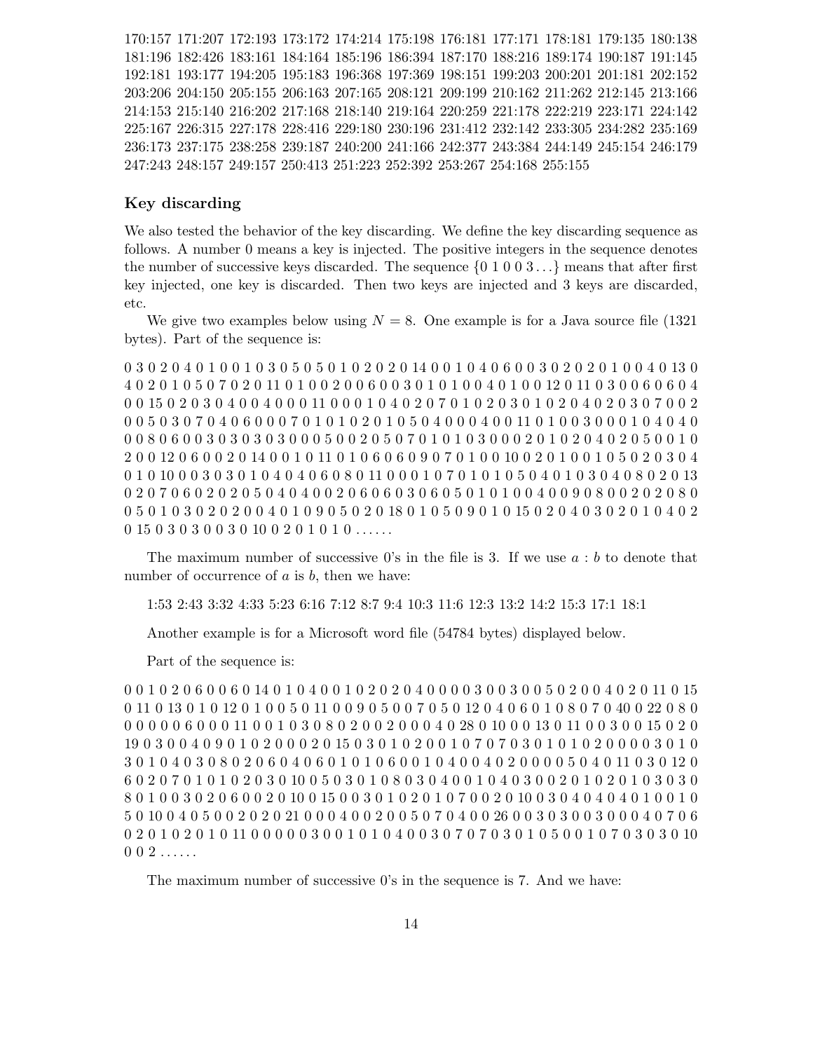170:157 171:207 172:193 173:172 174:214 175:198 176:181 177:171 178:181 179:135 180:138 181:196 182:426 183:161 184:164 185:196 186:394 187:170 188:216 189:174 190:187 191:145 192:181 193:177 194:205 195:183 196:368 197:369 198:151 199:203 200:201 201:181 202:152 203:206 204:150 205:155 206:163 207:165 208:121 209:199 210:162 211:262 212:145 213:166 214:153 215:140 216:202 217:168 218:140 219:164 220:259 221:178 222:219 223:171 224:142 225:167 226:315 227:178 228:416 229:180 230:196 231:412 232:142 233:305 234:282 235:169 236:173 237:175 238:258 239:187 240:200 241:166 242:377 243:384 244:149 245:154 246:179 247:243 248:157 249:157 250:413 251:223 252:392 253:267 254:168 255:155

### Key discarding

We also tested the behavior of the key discarding. We define the key discarding sequence as follows. A number 0 means a key is injected. The positive integers in the sequence denotes the number of successive keys discarded. The sequence $\{0\ 1\ 0\ 0\ 3\ldots\}$ means that after first key injected, one key is discarded. Then two keys are injected and 3 keys are discarded, etc.

We give two examples below using $N = 8$. One example is for a Java source file (1321 bytes). Part of the sequence is:

0 3 0 2 0 4 0 1 0 0 1 0 3 0 5 0 5 0 1 0 2 0 2 0 14 0 0 1 0 4 0 6 0 0 3 0 2 0 2 0 1 0 0 4 0 13 0 4 0 2 0 1 0 5 0 7 0 2 0 11 0 1 0 0 2 0 0 6 0 0 3 0 1 0 1 0 0 4 0 1 0 0 12 0 11 0 3 0 0 6 0 6 0 4 0 0 15 0 2 0 3 0 4 0 0 4 0 0 0 11 0 0 0 1 0 4 0 2 0 7 0 1 0 2 0 3 0 1 0 2 0 4 0 2 0 3 0 7 0 0 2 0 0 5 0 3 0 7 0 4 0 6 0 0 0 7 0 1 0 1 0 2 0 1 0 5 0 4 0 0 0 4 0 0 11 0 1 0 0 3 0 0 0 1 0 4 0 4 0 0 0 8 0 6 0 0 3 0 3 0 3 0 3 0 0 0 5 0 0 2 0 5 0 7 0 1 0 1 0 3 0 0 0 2 0 1 0 2 0 4 0 2 0 5 0 0 1 0 2 0 0 12 0 6 0 0 2 0 14 0 0 1 0 11 0 1 0 6 0 6 0 9 0 7 0 1 0 0 10 0 2 0 1 0 0 1 0 5 0 2 0 3 0 4 0 1 0 10 0 0 3 0 3 0 1 0 4 0 4 0 6 0 8 0 11 0 0 0 1 0 7 0 1 0 1 0 5 0 4 0 1 0 3 0 4 0 8 0 2 0 13 0 2 0 7 0 6 0 2 0 2 0 5 0 4 0 4 0 0 2 0 6 0 6 0 3 0 6 0 5 0 1 0 1 0 0 4 0 0 9 0 8 0 0 2 0 2 0 8 0 0 5 0 1 0 3 0 2 0 2 0 0 4 0 1 0 9 0 5 0 2 0 18 0 1 0 5 0 9 0 1 0 15 0 2 0 4 0 3 0 2 0 1 0 4 0 2 0 15 0 3 0 3 0 0 3 0 10 0 2 0 1 0 1 0 ......

The maximum number of successive 0's in the file is 3. If we use $a : b$ to denote that number of occurrence of $a$ is $b$, then we have:

1:53 2:43 3:32 4:33 5:23 6:16 7:12 8:7 9:4 10:3 11:6 12:3 13:2 14:2 15:3 17:1 18:1

Another example is for a Microsoft word file (54784 bytes) displayed below.

Part of the sequence is:

0 0 1 0 2 0 6 0 0 6 0 14 0 1 0 4 0 0 1 0 2 0 2 0 4 0 0 0 0 3 0 0 3 0 0 5 0 2 0 0 4 0 2 0 11 0 15 0 11 0 13 0 1 0 12 0 1 0 0 5 0 11 0 0 9 0 5 0 0 7 0 5 0 12 0 4 0 6 0 1 0 8 0 7 0 40 0 22 0 8 0 0 0 0 0 6 0 0 0 11 0 0 1 0 3 0 8 0 2 0 0 2 0 0 0 4 0 28 0 10 0 0 13 0 11 0 0 3 0 0 15 0 2 0 19 0 3 0 0 4 0 9 0 1 0 2 0 0 0 2 0 15 0 3 0 1 0 2 0 0 1 0 7 0 7 0 3 0 1 0 1 0 2 0 0 0 0 3 0 1 0 3 0 1 0 4 0 3 0 8 0 2 0 6 0 4 0 6 0 1 0 1 0 6 0 0 1 0 4 0 0 4 0 2 0 0 0 0 5 0 4 0 11 0 3 0 12 0 6 0 2 0 7 0 1 0 1 0 2 0 3 0 10 0 5 0 3 0 1 0 8 0 3 0 4 0 0 1 0 4 0 3 0 0 2 0 1 0 2 0 1 0 3 0 3 0 8 0 1 0 0 3 0 2 0 6 0 0 2 0 10 0 15 0 0 3 0 1 0 2 0 1 0 7 0 0 2 0 10 0 3 0 4 0 4 0 4 0 1 0 0 1 0 5 0 10 0 4 0 5 0 0 2 0 2 0 21 0 0 0 4 0 0 2 0 0 5 0 7 0 4 0 0 26 0 0 3 0 3 0 0 3 0 0 0 4 0 7 0 6 0 2 0 1 0 2 0 1 0 11 0 0 0 0 0 3 0 0 1 0 1 0 4 0 0 3 0 7 0 7 0 3 0 1 0 5 0 0 1 0 7 0 3 0 3 0 10 0 0 2 ......

The maximum number of successive 0's in the sequence is 7. And we have: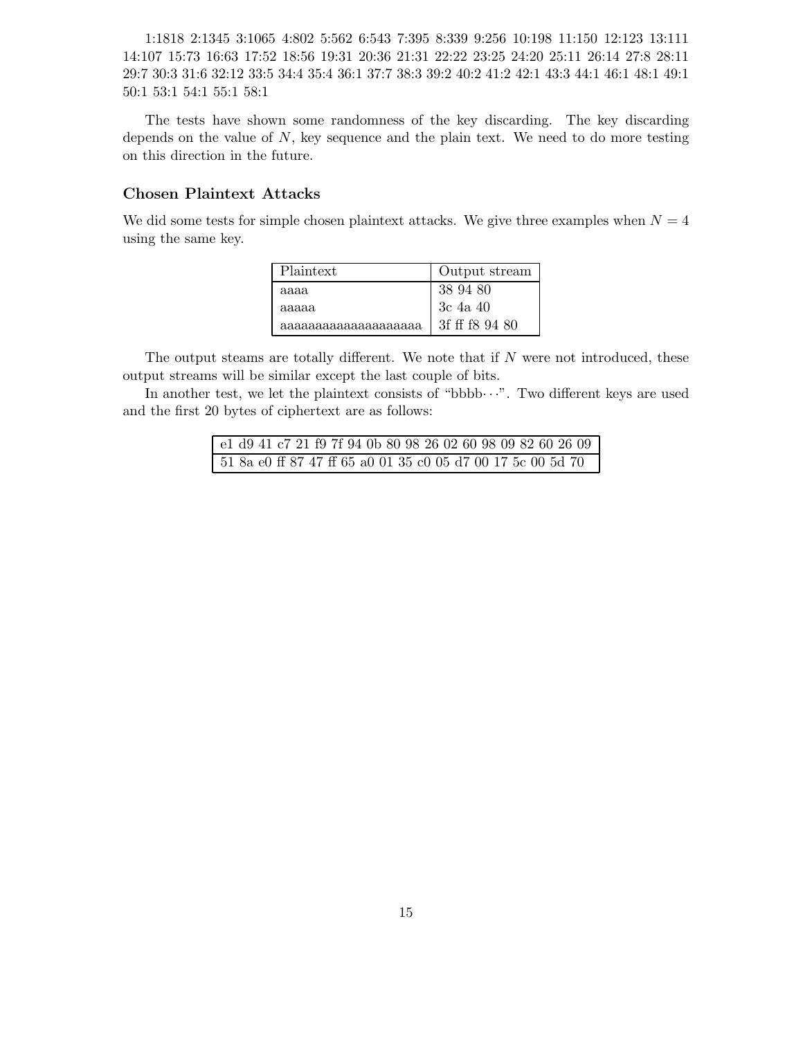1:1818 2:1345 3:1065 4:802 5:562 6:543 7:395 8:339 9:256 10:198 11:150 12:123 13:111 14:107 15:73 16:63 17:52 18:56 19:31 20:36 21:31 22:22 23:25 24:20 25:11 26:14 27:8 28:11 29:7 30:3 31:6 32:12 33:5 34:4 35:4 36:1 37:7 38:3 39:2 40:2 41:2 42:1 43:3 44:1 46:1 48:1 49:1 50:1 53:1 54:1 55:1 58:1

The tests have shown some randomness of the key discarding. The key discarding depends on the value of $N$, key sequence and the plain text. We need to do more testing on this direction in the future.

### Chosen Plaintext Attacks

We did some tests for simple chosen plaintext attacks. We give three examples when $N = 4$ using the same key.

| Plaintext | Output stream |
|---|---|
| aaaa | 38 94 80 |
| aaaaa | 3c 4a 40 |
| aaaaaaaaaaaaaaaaaaaa | 3f ff f8 94 80 |

The output steams are totally different. We note that if $N$ were not introduced, these output streams will be similar except the last couple of bits.

In another test, we let the plaintext consists of "bbbb$\cdots$". Two different keys are used and the first 20 bytes of ciphertext are as follows:

| |
|---|
| e1 d9 41 c7 21 f9 7f 94 0b 80 98 26 02 60 98 09 82 60 26 09 |
| 51 8a e0 ff 87 47 ff 65 a0 01 35 c0 05 d7 00 17 5c 00 5d 70 |